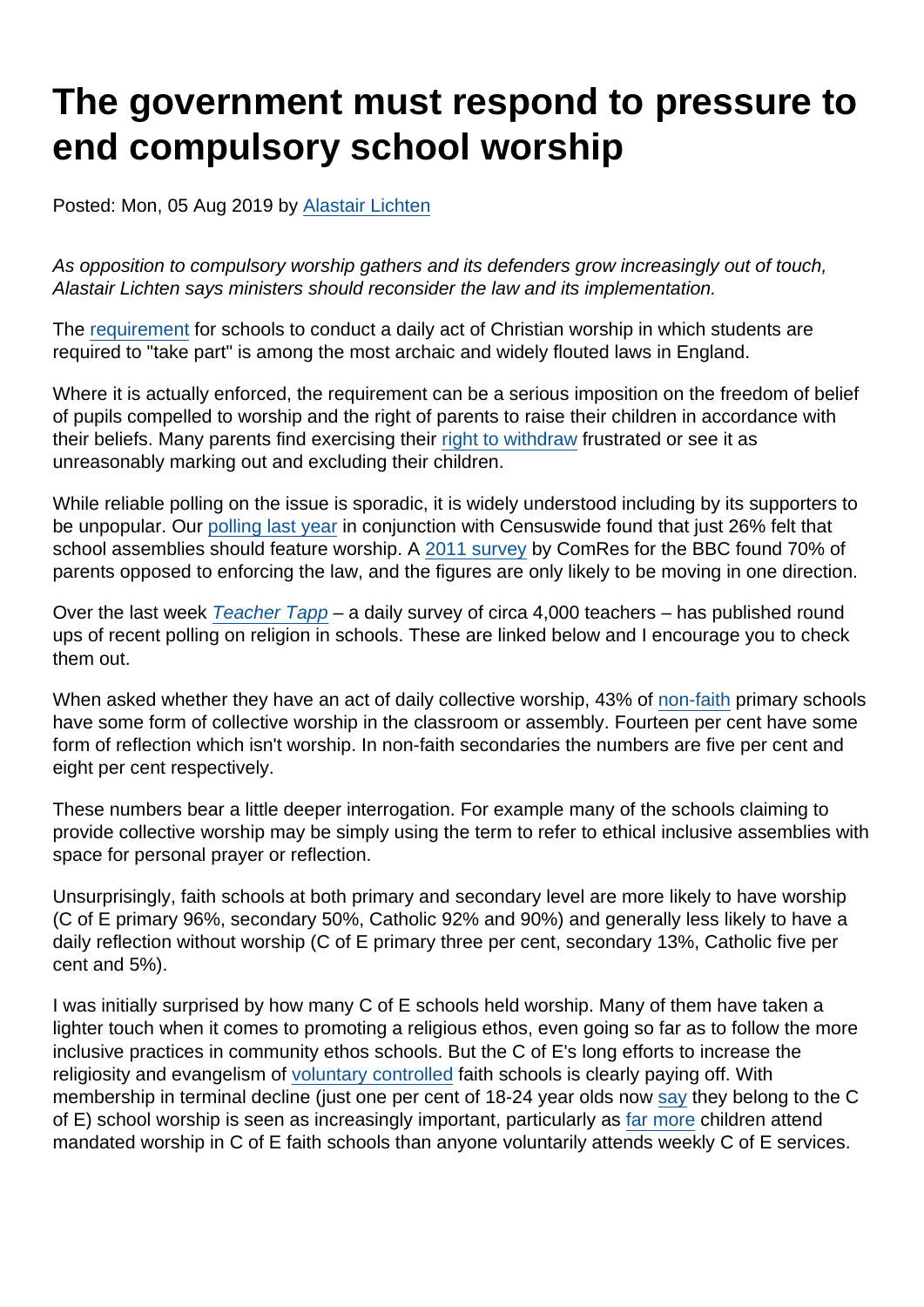# The government must respond to pressure to end compulsory school worship

Posted: Mon, 05 Aug 2019 by Alastair Lichten

*As opposition to compulsory worship gathers and its defenders grow increasingly out of touch, Alastair Lichten says ministers should reconsider the law and its implementation.*

The requirement for schools to conduct a daily act of Christian worship in which students are required to "take part" is among the most archaic and widely flouted laws in England.

Where it is actually enforced, the requirement can be a serious imposition on the freedom of belief of pupils compelled to worship and the right of parents to raise their children in accordance with their beliefs. Many parents find exercising their right to withdraw frustrated or see it as unreasonably marking out and excluding their children.

While reliable polling on the issue is sporadic, it is widely understood including by its supporters to be unpopular. Our polling last year in conjunction with Censuswide found that just 26% felt that school assemblies should feature worship. A 2011 survey by ComRes for the BBC found 70% of parents opposed to enforcing the law, and the figures are only likely to be moving in one direction.

Over the last week *Teacher Tapp* – a daily survey of circa 4,000 teachers – has published round ups of recent polling on religion in schools. These are linked below and I encourage you to check them out.

When asked whether they have an act of daily collective worship, 43% of non-faith primary schools have some form of collective worship in the classroom or assembly. Fourteen per cent have some form of reflection which isn't worship. In non-faith secondaries the numbers are five per cent and eight per cent respectively.

These numbers bear a little deeper interrogation. For example many of the schools claiming to provide collective worship may be simply using the term to refer to ethical inclusive assemblies with space for personal prayer or reflection.

Unsurprisingly, faith schools at both primary and secondary level are more likely to have worship (C of E primary 96%, secondary 50%, Catholic 92% and 90%) and generally less likely to have a daily reflection without worship (C of E primary three per cent, secondary 13%, Catholic five per cent and 5%).

I was initially surprised by how many C of E schools held worship. Many of them have taken a lighter touch when it comes to promoting a religious ethos, even going so far as to follow the more inclusive practices in community ethos schools. But the C of E's long efforts to increase the religiosity and evangelism of voluntary controlled faith schools is clearly paying off. With membership in terminal decline (just one per cent of 18-24 year olds now say they belong to the C of E) school worship is seen as increasingly important, particularly as far more children attend mandated worship in C of E faith schools than anyone voluntarily attends weekly C of E services.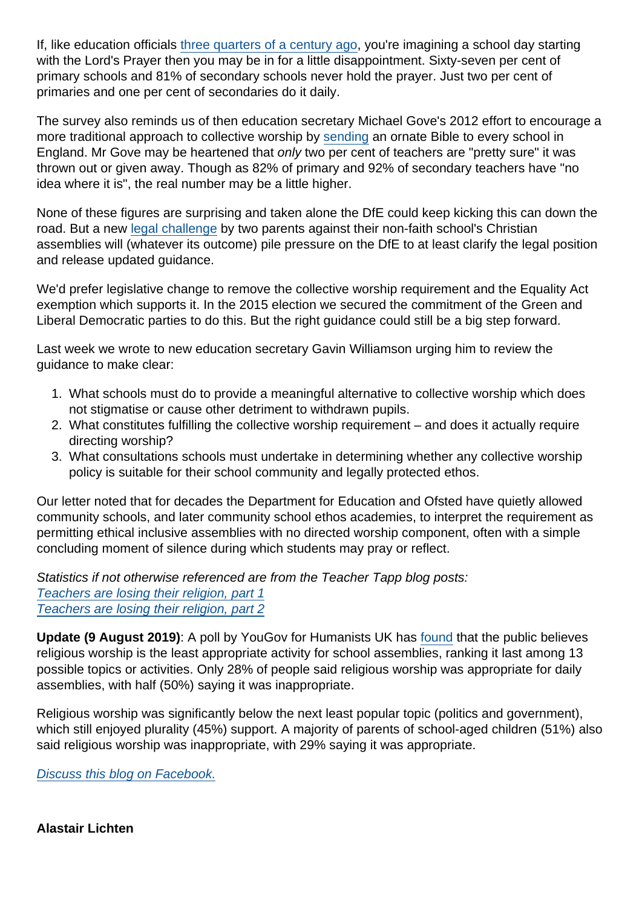If, like education officials three quarters of a century ago, you're imagining a school day starting with the Lord's Prayer then you may be in for a little disappointment. Sixty-seven per cent of primary schools and 81% of secondary schools never hold the prayer. Just two per cent of primaries and one per cent of secondaries do it daily.

The survey also reminds us of then education secretary Michael Gove's 2012 effort to encourage a more traditional approach to collective worship by sending an ornate Bible to every school in England. Mr Gove may be heartened that *only* two per cent of teachers are "pretty sure" it was thrown out or given away. Though as 82% of primary and 92% of secondary teachers have "no idea where it is", the real number may be a little higher.

None of these figures are surprising and taken alone the DfE could keep kicking this can down the road. But a new legal challenge by two parents against their non-faith school's Christian assemblies will (whatever its outcome) pile pressure on the DfE to at least clarify the legal position and release updated guidance.

We'd prefer legislative change to remove the collective worship requirement and the Equality Act exemption which supports it. In the 2015 election we secured the commitment of the Green and Liberal Democratic parties to do this. But the right guidance could still be a big step forward.

Last week we wrote to new education secretary Gavin Williamson urging him to review the guidance to make clear:

1. What schools must do to provide a meaningful alternative to collective worship which does not stigmatise or cause other detriment to withdrawn pupils.
2. What constitutes fulfilling the collective worship requirement – and does it actually require directing worship?
3. What consultations schools must undertake in determining whether any collective worship policy is suitable for their school community and legally protected ethos.

Our letter noted that for decades the Department for Education and Ofsted have quietly allowed community schools, and later community school ethos academies, to interpret the requirement as permitting ethical inclusive assemblies with no directed worship component, often with a simple concluding moment of silence during which students may pray or reflect.

*Statistics if not otherwise referenced are from the Teacher Tapp blog posts:*
*Teachers are losing their religion, part 1*
*Teachers are losing their religion, part 2*

**Update (9 August 2019)**: A poll by YouGov for Humanists UK has found that the public believes religious worship is the least appropriate activity for school assemblies, ranking it last among 13 possible topics or activities. Only 28% of people said religious worship was appropriate for daily assemblies, with half (50%) saying it was inappropriate.

Religious worship was significantly below the next least popular topic (politics and government), which still enjoyed plurality (45%) support. A majority of parents of school-aged children (51%) also said religious worship was inappropriate, with 29% saying it was appropriate.

*Discuss this blog on Facebook.*

**Alastair Lichten**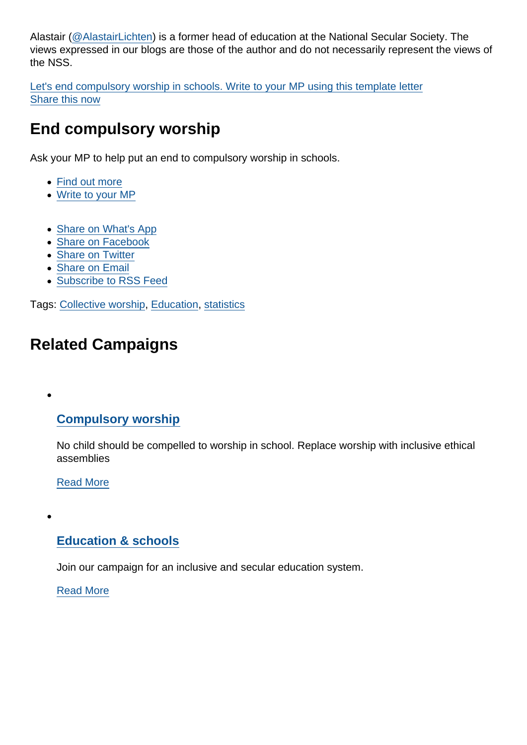Alastair (@AlastairLichten) is a former head of education at the National Secular Society. The views expressed in our blogs are those of the author and do not necessarily represent the views of the NSS.

Let's end compulsory worship in schools. Write to your MP using this template letter
Share this now

## End compulsory worship

Ask your MP to help put an end to compulsory worship in schools.

- Find out more
- Write to your MP

- Share on What's App
- Share on Facebook
- Share on Twitter
- Share on Email
- Subscribe to RSS Feed

Tags: Collective worship, Education, statistics

## Related Campaigns

- ### Compulsory worship

  No child should be compelled to worship in school. Replace worship with inclusive ethical assemblies

  Read More

- ### Education & schools

  Join our campaign for an inclusive and secular education system.

  Read More